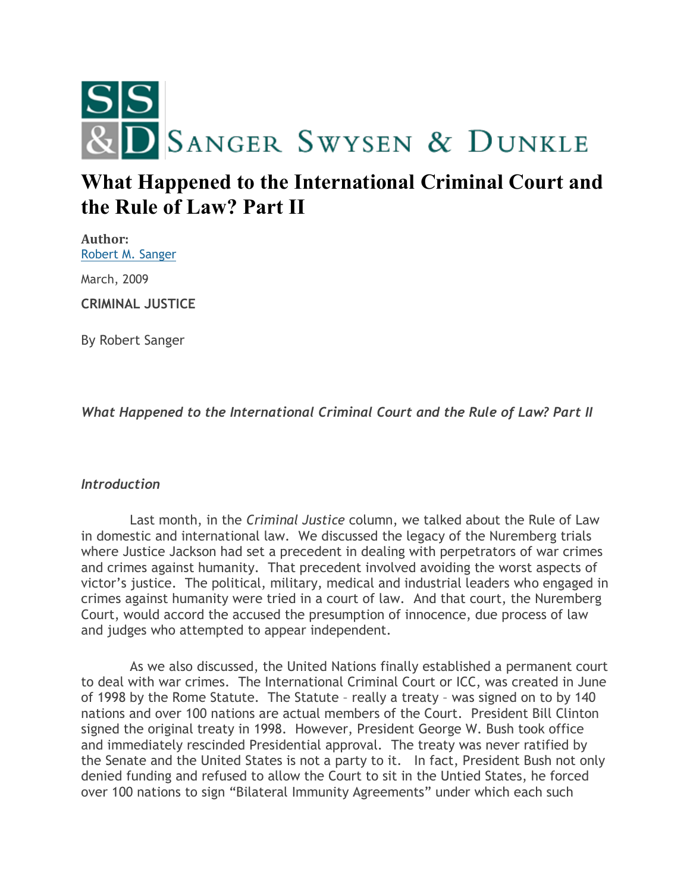SANGER SWYSEN & DUNKLE

# What Happened to the International Criminal Court and the Rule of Law? Part II

**Author:**
Robert M. Sanger

March, 2009

**CRIMINAL JUSTICE**

By Robert Sanger

*What Happened to the International Criminal Court and the Rule of Law? Part II*

*Introduction*

Last month, in the *Criminal Justice* column, we talked about the Rule of Law in domestic and international law. We discussed the legacy of the Nuremberg trials where Justice Jackson had set a precedent in dealing with perpetrators of war crimes and crimes against humanity. That precedent involved avoiding the worst aspects of victor's justice. The political, military, medical and industrial leaders who engaged in crimes against humanity were tried in a court of law. And that court, the Nuremberg Court, would accord the accused the presumption of innocence, due process of law and judges who attempted to appear independent.

As we also discussed, the United Nations finally established a permanent court to deal with war crimes. The International Criminal Court or ICC, was created in June of 1998 by the Rome Statute. The Statute – really a treaty – was signed on to by 140 nations and over 100 nations are actual members of the Court. President Bill Clinton signed the original treaty in 1998. However, President George W. Bush took office and immediately rescinded Presidential approval. The treaty was never ratified by the Senate and the United States is not a party to it. In fact, President Bush not only denied funding and refused to allow the Court to sit in the Untied States, he forced over 100 nations to sign "Bilateral Immunity Agreements" under which each such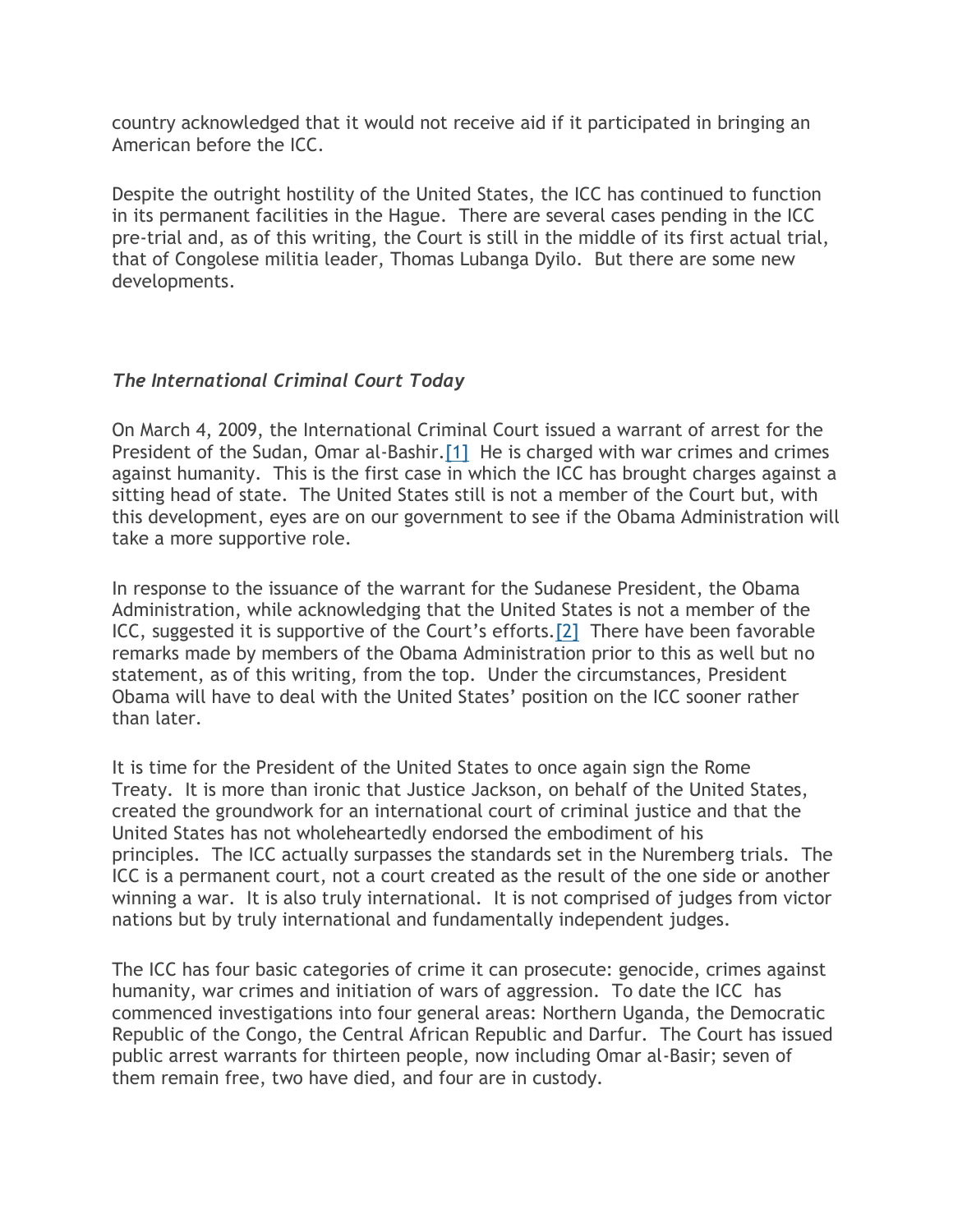country acknowledged that it would not receive aid if it participated in bringing an American before the ICC.

Despite the outright hostility of the United States, the ICC has continued to function in its permanent facilities in the Hague. There are several cases pending in the ICC pre-trial and, as of this writing, the Court is still in the middle of its first actual trial, that of Congolese militia leader, Thomas Lubanga Dyilo. But there are some new developments.

*The International Criminal Court Today*

On March 4, 2009, the International Criminal Court issued a warrant of arrest for the President of the Sudan, Omar al-Bashir.[1] He is charged with war crimes and crimes against humanity. This is the first case in which the ICC has brought charges against a sitting head of state. The United States still is not a member of the Court but, with this development, eyes are on our government to see if the Obama Administration will take a more supportive role.

In response to the issuance of the warrant for the Sudanese President, the Obama Administration, while acknowledging that the United States is not a member of the ICC, suggested it is supportive of the Court's efforts.[2] There have been favorable remarks made by members of the Obama Administration prior to this as well but no statement, as of this writing, from the top. Under the circumstances, President Obama will have to deal with the United States' position on the ICC sooner rather than later.

It is time for the President of the United States to once again sign the Rome Treaty. It is more than ironic that Justice Jackson, on behalf of the United States, created the groundwork for an international court of criminal justice and that the United States has not wholeheartedly endorsed the embodiment of his principles. The ICC actually surpasses the standards set in the Nuremberg trials. The ICC is a permanent court, not a court created as the result of the one side or another winning a war. It is also truly international. It is not comprised of judges from victor nations but by truly international and fundamentally independent judges.

The ICC has four basic categories of crime it can prosecute: genocide, crimes against humanity, war crimes and initiation of wars of aggression. To date the ICC has commenced investigations into four general areas: Northern Uganda, the Democratic Republic of the Congo, the Central African Republic and Darfur. The Court has issued public arrest warrants for thirteen people, now including Omar al-Basir; seven of them remain free, two have died, and four are in custody.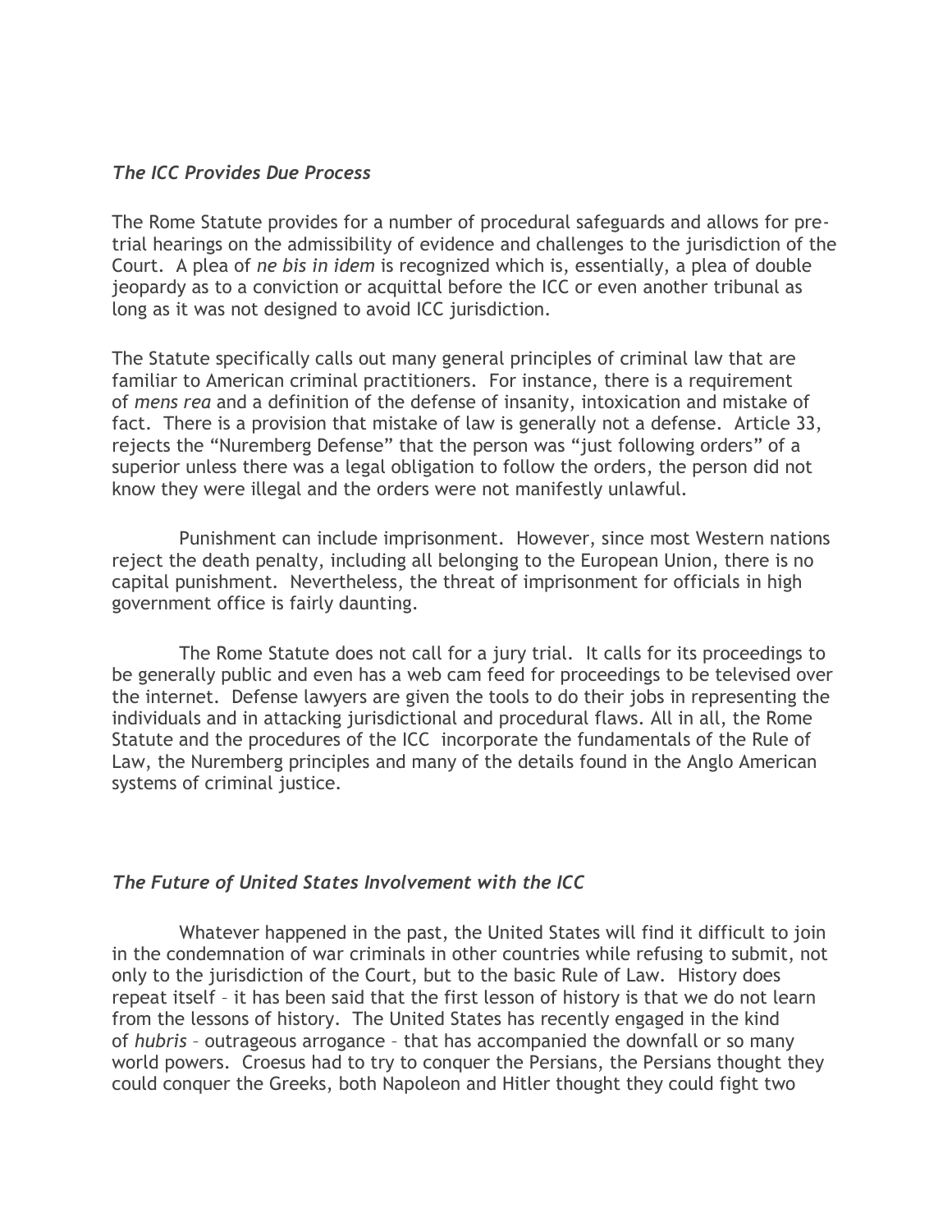*The ICC Provides Due Process*

The Rome Statute provides for a number of procedural safeguards and allows for pre-trial hearings on the admissibility of evidence and challenges to the jurisdiction of the Court. A plea of *ne bis in idem* is recognized which is, essentially, a plea of double jeopardy as to a conviction or acquittal before the ICC or even another tribunal as long as it was not designed to avoid ICC jurisdiction.

The Statute specifically calls out many general principles of criminal law that are familiar to American criminal practitioners. For instance, there is a requirement of *mens rea* and a definition of the defense of insanity, intoxication and mistake of fact. There is a provision that mistake of law is generally not a defense. Article 33, rejects the "Nuremberg Defense" that the person was "just following orders" of a superior unless there was a legal obligation to follow the orders, the person did not know they were illegal and the orders were not manifestly unlawful.

Punishment can include imprisonment. However, since most Western nations reject the death penalty, including all belonging to the European Union, there is no capital punishment. Nevertheless, the threat of imprisonment for officials in high government office is fairly daunting.

The Rome Statute does not call for a jury trial. It calls for its proceedings to be generally public and even has a web cam feed for proceedings to be televised over the internet. Defense lawyers are given the tools to do their jobs in representing the individuals and in attacking jurisdictional and procedural flaws. All in all, the Rome Statute and the procedures of the ICC incorporate the fundamentals of the Rule of Law, the Nuremberg principles and many of the details found in the Anglo American systems of criminal justice.

*The Future of United States Involvement with the ICC*

Whatever happened in the past, the United States will find it difficult to join in the condemnation of war criminals in other countries while refusing to submit, not only to the jurisdiction of the Court, but to the basic Rule of Law. History does repeat itself – it has been said that the first lesson of history is that we do not learn from the lessons of history. The United States has recently engaged in the kind of *hubris* – outrageous arrogance – that has accompanied the downfall or so many world powers. Croesus had to try to conquer the Persians, the Persians thought they could conquer the Greeks, both Napoleon and Hitler thought they could fight two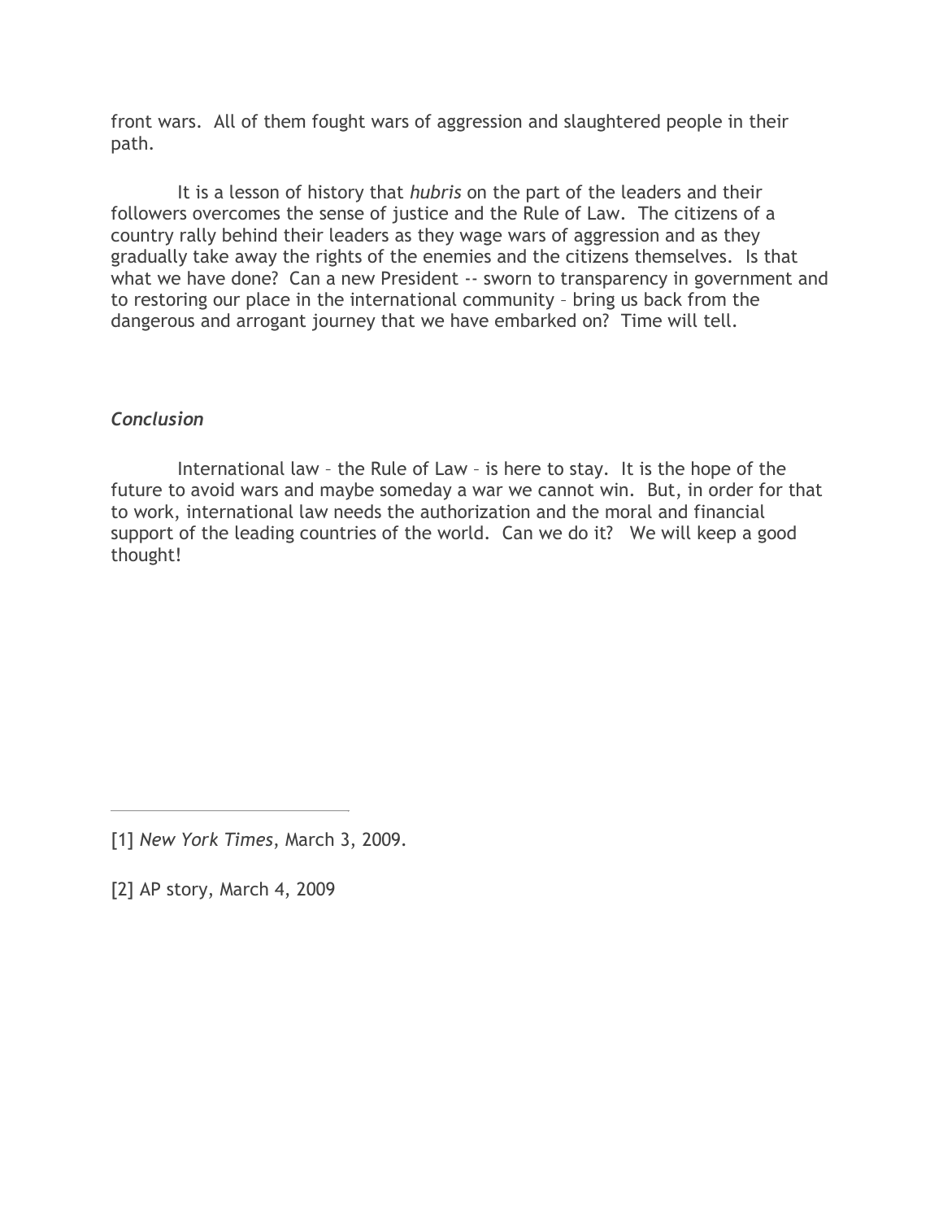front wars. All of them fought wars of aggression and slaughtered people in their path.

It is a lesson of history that *hubris* on the part of the leaders and their followers overcomes the sense of justice and the Rule of Law. The citizens of a country rally behind their leaders as they wage wars of aggression and as they gradually take away the rights of the enemies and the citizens themselves. Is that what we have done? Can a new President -- sworn to transparency in government and to restoring our place in the international community – bring us back from the dangerous and arrogant journey that we have embarked on? Time will tell.

### *Conclusion*

International law – the Rule of Law – is here to stay. It is the hope of the future to avoid wars and maybe someday a war we cannot win. But, in order for that to work, international law needs the authorization and the moral and financial support of the leading countries of the world. Can we do it? We will keep a good thought!

---

[1] *New York Times*, March 3, 2009.

[2] AP story, March 4, 2009